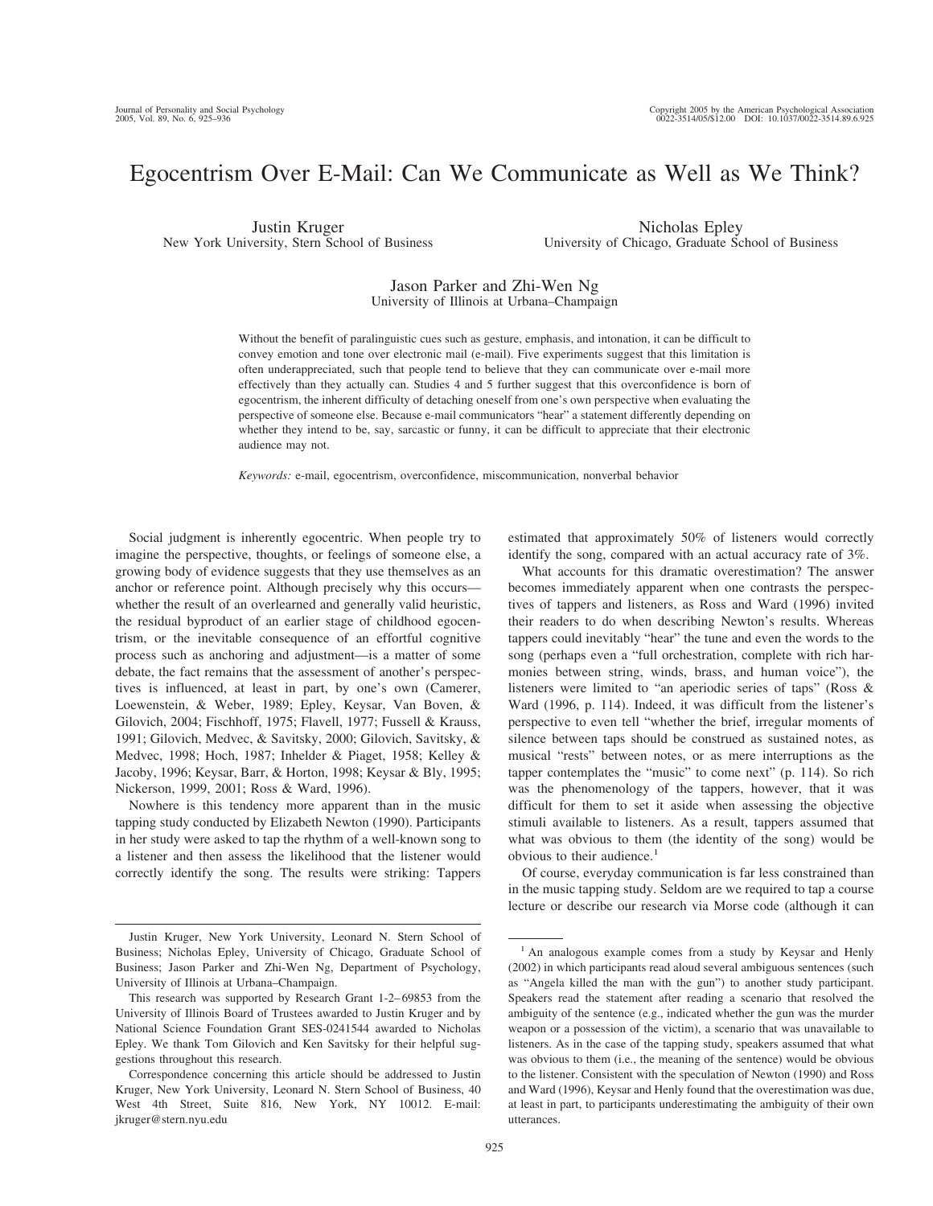# Egocentrism Over E-Mail: Can We Communicate as Well as We Think?

Justin Kruger
New York University, Stern School of Business

Nicholas Epley
University of Chicago, Graduate School of Business

Jason Parker and Zhi-Wen Ng
University of Illinois at Urbana–Champaign

Without the benefit of paralinguistic cues such as gesture, emphasis, and intonation, it can be difficult to convey emotion and tone over electronic mail (e-mail). Five experiments suggest that this limitation is often underappreciated, such that people tend to believe that they can communicate over e-mail more effectively than they actually can. Studies 4 and 5 further suggest that this overconfidence is born of egocentrism, the inherent difficulty of detaching oneself from one's own perspective when evaluating the perspective of someone else. Because e-mail communicators "hear" a statement differently depending on whether they intend to be, say, sarcastic or funny, it can be difficult to appreciate that their electronic audience may not.

*Keywords:* e-mail, egocentrism, overconfidence, miscommunication, nonverbal behavior

Social judgment is inherently egocentric. When people try to imagine the perspective, thoughts, or feelings of someone else, a growing body of evidence suggests that they use themselves as an anchor or reference point. Although precisely why this occurs—whether the result of an overlearned and generally valid heuristic, the residual byproduct of an earlier stage of childhood egocentrism, or the inevitable consequence of an effortful cognitive process such as anchoring and adjustment—is a matter of some debate, the fact remains that the assessment of another's perspectives is influenced, at least in part, by one's own (Camerer, Loewenstein, & Weber, 1989; Epley, Keysar, Van Boven, & Gilovich, 2004; Fischhoff, 1975; Flavell, 1977; Fussell & Krauss, 1991; Gilovich, Medvec, & Savitsky, 2000; Gilovich, Savitsky, & Medvec, 1998; Hoch, 1987; Inhelder & Piaget, 1958; Kelley & Jacoby, 1996; Keysar, Barr, & Horton, 1998; Keysar & Bly, 1995; Nickerson, 1999, 2001; Ross & Ward, 1996).

Nowhere is this tendency more apparent than in the music tapping study conducted by Elizabeth Newton (1990). Participants in her study were asked to tap the rhythm of a well-known song to a listener and then assess the likelihood that the listener would correctly identify the song. The results were striking: Tappers estimated that approximately 50% of listeners would correctly identify the song, compared with an actual accuracy rate of 3%.

What accounts for this dramatic overestimation? The answer becomes immediately apparent when one contrasts the perspectives of tappers and listeners, as Ross and Ward (1996) invited their readers to do when describing Newton's results. Whereas tappers could inevitably "hear" the tune and even the words to the song (perhaps even a "full orchestration, complete with rich harmonies between string, winds, brass, and human voice"), the listeners were limited to "an aperiodic series of taps" (Ross & Ward (1996, p. 114). Indeed, it was difficult from the listener's perspective to even tell "whether the brief, irregular moments of silence between taps should be construed as sustained notes, as musical "rests" between notes, or as mere interruptions as the tapper contemplates the "music" to come next" (p. 114). So rich was the phenomenology of the tappers, however, that it was difficult for them to set it aside when assessing the objective stimuli available to listeners. As a result, tappers assumed that what was obvious to them (the identity of the song) would be obvious to their audience.[1]

Of course, everyday communication is far less constrained than in the music tapping study. Seldom are we required to tap a course lecture or describe our research via Morse code (although it can

---

Justin Kruger, New York University, Leonard N. Stern School of Business; Nicholas Epley, University of Chicago, Graduate School of Business; Jason Parker and Zhi-Wen Ng, Department of Psychology, University of Illinois at Urbana–Champaign.

This research was supported by Research Grant 1-2–69853 from the University of Illinois Board of Trustees awarded to Justin Kruger and by National Science Foundation Grant SES-0241544 awarded to Nicholas Epley. We thank Tom Gilovich and Ken Savitsky for their helpful suggestions throughout this research.

Correspondence concerning this article should be addressed to Justin Kruger, New York University, Leonard N. Stern School of Business, 40 West 4th Street, Suite 816, New York, NY 10012. E-mail: jkruger@stern.nyu.edu

[1] An analogous example comes from a study by Keysar and Henly (2002) in which participants read aloud several ambiguous sentences (such as "Angela killed the man with the gun") to another study participant. Speakers read the statement after reading a scenario that resolved the ambiguity of the sentence (e.g., indicated whether the gun was the murder weapon or a possession of the victim), a scenario that was unavailable to listeners. As in the case of the tapping study, speakers assumed that what was obvious to them (i.e., the meaning of the sentence) would be obvious to the listener. Consistent with the speculation of Newton (1990) and Ross and Ward (1996), Keysar and Henly found that the overestimation was due, at least in part, to participants underestimating the ambiguity of their own utterances.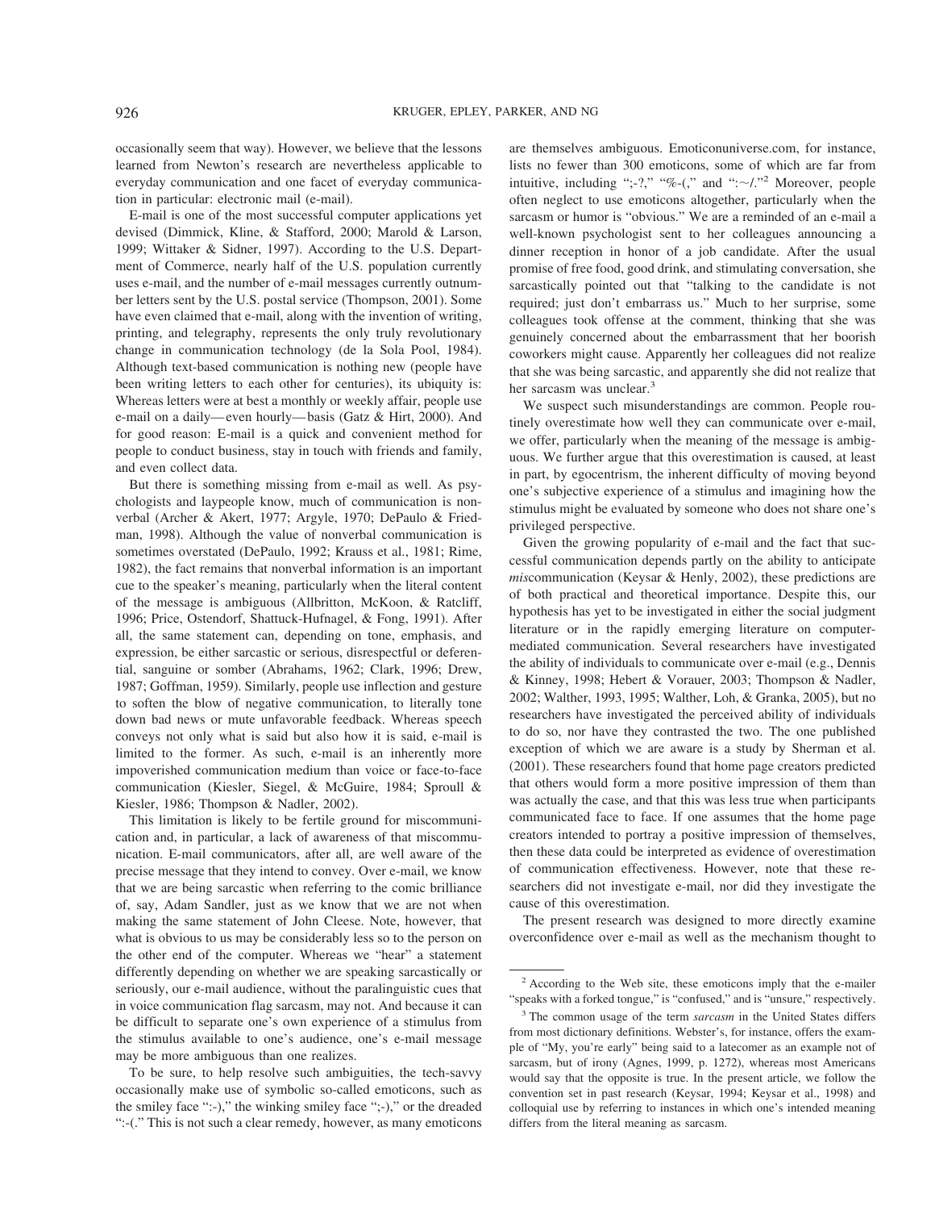occasionally seem that way). However, we believe that the lessons learned from Newton's research are nevertheless applicable to everyday communication and one facet of everyday communication in particular: electronic mail (e-mail).

E-mail is one of the most successful computer applications yet devised (Dimmick, Kline, & Stafford, 2000; Marold & Larson, 1999; Wittaker & Sidner, 1997). According to the U.S. Department of Commerce, nearly half of the U.S. population currently uses e-mail, and the number of e-mail messages currently outnumber letters sent by the U.S. postal service (Thompson, 2001). Some have even claimed that e-mail, along with the invention of writing, printing, and telegraphy, represents the only truly revolutionary change in communication technology (de la Sola Pool, 1984). Although text-based communication is nothing new (people have been writing letters to each other for centuries), its ubiquity is: Whereas letters were at best a monthly or weekly affair, people use e-mail on a daily—even hourly—basis (Gatz & Hirt, 2000). And for good reason: E-mail is a quick and convenient method for people to conduct business, stay in touch with friends and family, and even collect data.

But there is something missing from e-mail as well. As psychologists and laypeople know, much of communication is nonverbal (Archer & Akert, 1977; Argyle, 1970; DePaulo & Friedman, 1998). Although the value of nonverbal communication is sometimes overstated (DePaulo, 1992; Krauss et al., 1981; Rime, 1982), the fact remains that nonverbal information is an important cue to the speaker's meaning, particularly when the literal content of the message is ambiguous (Allbritton, McKoon, & Ratcliff, 1996; Price, Ostendorf, Shattuck-Hufnagel, & Fong, 1991). After all, the same statement can, depending on tone, emphasis, and expression, be either sarcastic or serious, disrespectful or deferential, sanguine or somber (Abrahams, 1962; Clark, 1996; Drew, 1987; Goffman, 1959). Similarly, people use inflection and gesture to soften the blow of negative communication, to literally tone down bad news or mute unfavorable feedback. Whereas speech conveys not only what is said but also how it is said, e-mail is limited to the former. As such, e-mail is an inherently more impoverished communication medium than voice or face-to-face communication (Kiesler, Siegel, & McGuire, 1984; Sproull & Kiesler, 1986; Thompson & Nadler, 2002).

This limitation is likely to be fertile ground for miscommunication and, in particular, a lack of awareness of that miscommunication. E-mail communicators, after all, are well aware of the precise message that they intend to convey. Over e-mail, we know that we are being sarcastic when referring to the comic brilliance of, say, Adam Sandler, just as we know that we are not when making the same statement of John Cleese. Note, however, that what is obvious to us may be considerably less so to the person on the other end of the computer. Whereas we "hear" a statement differently depending on whether we are speaking sarcastically or seriously, our e-mail audience, without the paralinguistic cues that in voice communication flag sarcasm, may not. And because it can be difficult to separate one's own experience of a stimulus from the stimulus available to one's audience, one's e-mail message may be more ambiguous than one realizes.

To be sure, to help resolve such ambiguities, the tech-savvy occasionally make use of symbolic so-called emoticons, such as the smiley face ":-)," the winking smiley face ";-)," or the dreaded ":-(." This is not such a clear remedy, however, as many emoticons are themselves ambiguous. Emoticonuniverse.com, for instance, lists no fewer than 300 emoticons, some of which are far from intuitive, including ";-?," "%-(," and ":~/."[2] Moreover, people often neglect to use emoticons altogether, particularly when the sarcasm or humor is "obvious." We are a reminded of an e-mail a well-known psychologist sent to her colleagues announcing a dinner reception in honor of a job candidate. After the usual promise of free food, good drink, and stimulating conversation, she sarcastically pointed out that "talking to the candidate is not required; just don't embarrass us." Much to her surprise, some colleagues took offense at the comment, thinking that she was genuinely concerned about the embarrassment that her boorish coworkers might cause. Apparently her colleagues did not realize that she was being sarcastic, and apparently she did not realize that her sarcasm was unclear.[3]

We suspect such misunderstandings are common. People routinely overestimate how well they can communicate over e-mail, we offer, particularly when the meaning of the message is ambiguous. We further argue that this overestimation is caused, at least in part, by egocentrism, the inherent difficulty of moving beyond one's subjective experience of a stimulus and imagining how the stimulus might be evaluated by someone who does not share one's privileged perspective.

Given the growing popularity of e-mail and the fact that successful communication depends partly on the ability to anticipate *mis*communication (Keysar & Henly, 2002), these predictions are of both practical and theoretical importance. Despite this, our hypothesis has yet to be investigated in either the social judgment literature or in the rapidly emerging literature on computer-mediated communication. Several researchers have investigated the ability of individuals to communicate over e-mail (e.g., Dennis & Kinney, 1998; Hebert & Vorauer, 2003; Thompson & Nadler, 2002; Walther, 1993, 1995; Walther, Loh, & Granka, 2005), but no researchers have investigated the perceived ability of individuals to do so, nor have they contrasted the two. The one published exception of which we are aware is a study by Sherman et al. (2001). These researchers found that home page creators predicted that others would form a more positive impression of them than was actually the case, and that this was less true when participants communicated face to face. If one assumes that the home page creators intended to portray a positive impression of themselves, then these data could be interpreted as evidence of overestimation of communication effectiveness. However, note that these researchers did not investigate e-mail, nor did they investigate the cause of this overestimation.

The present research was designed to more directly examine overconfidence over e-mail as well as the mechanism thought to

---

[2] According to the Web site, these emoticons imply that the e-mailer "speaks with a forked tongue," is "confused," and is "unsure," respectively.

[3] The common usage of the term *sarcasm* in the United States differs from most dictionary definitions. Webster's, for instance, offers the example of "My, you're early" being said to a latecomer as an example not of sarcasm, but of irony (Agnes, 1999, p. 1272), whereas most Americans would say that the opposite is true. In the present article, we follow the convention set in past research (Keysar, 1994; Keysar et al., 1998) and colloquial use by referring to instances in which one's intended meaning differs from the literal meaning as sarcasm.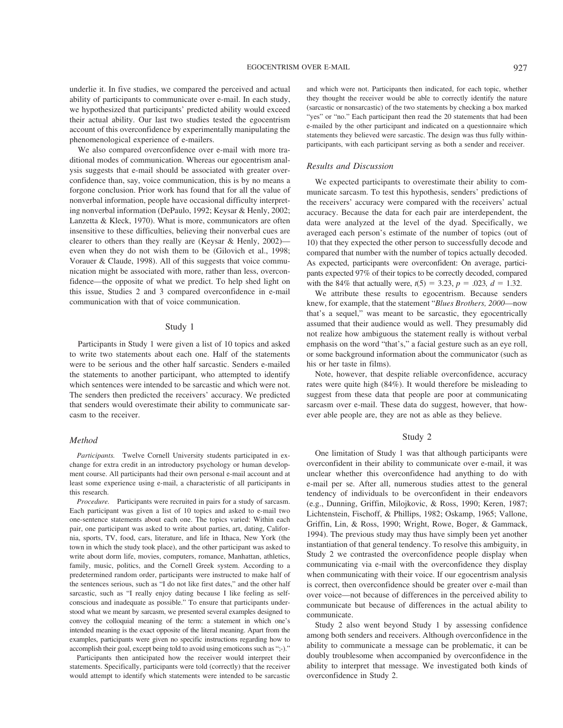underlie it. In five studies, we compared the perceived and actual ability of participants to communicate over e-mail. In each study, we hypothesized that participants' predicted ability would exceed their actual ability. Our last two studies tested the egocentrism account of this overconfidence by experimentally manipulating the phenomenological experience of e-mailers.

We also compared overconfidence over e-mail with more traditional modes of communication. Whereas our egocentrism analysis suggests that e-mail should be associated with greater overconfidence than, say, voice communication, this is by no means a forgone conclusion. Prior work has found that for all the value of nonverbal information, people have occasional difficulty interpreting nonverbal information (DePaulo, 1992; Keysar & Henly, 2002; Lanzetta & Kleck, 1970). What is more, communicators are often insensitive to these difficulties, believing their nonverbal cues are clearer to others than they really are (Keysar & Henly, 2002)—even when they do not wish them to be (Gilovich et al., 1998; Vorauer & Claude, 1998). All of this suggests that voice communication might be associated with more, rather than less, overconfidence—the opposite of what we predict. To help shed light on this issue, Studies 2 and 3 compared overconfidence in e-mail communication with that of voice communication.

## Study 1

Participants in Study 1 were given a list of 10 topics and asked to write two statements about each one. Half of the statements were to be serious and the other half sarcastic. Senders e-mailed the statements to another participant, who attempted to identify which sentences were intended to be sarcastic and which were not. The senders then predicted the receivers' accuracy. We predicted that senders would overestimate their ability to communicate sarcasm to the receiver.

### Method

*Participants.* Twelve Cornell University students participated in exchange for extra credit in an introductory psychology or human development course. All participants had their own personal e-mail account and at least some experience using e-mail, a characteristic of all participants in this research.

*Procedure.* Participants were recruited in pairs for a study of sarcasm. Each participant was given a list of 10 topics and asked to e-mail two one-sentence statements about each one. The topics varied: Within each pair, one participant was asked to write about parties, art, dating, California, sports, TV, food, cars, literature, and life in Ithaca, New York (the town in which the study took place), and the other participant was asked to write about dorm life, movies, computers, romance, Manhattan, athletics, family, music, politics, and the Cornell Greek system. According to a predetermined random order, participants were instructed to make half of the sentences serious, such as "I do not like first dates," and the other half sarcastic, such as "I really enjoy dating because I like feeling as self-conscious and inadequate as possible." To ensure that participants understood what we meant by sarcasm, we presented several examples designed to convey the colloquial meaning of the term: a statement in which one's intended meaning is the exact opposite of the literal meaning. Apart from the examples, participants were given no specific instructions regarding how to accomplish their goal, except being told to avoid using emoticons such as ";-)."

Participants then anticipated how the receiver would interpret their statements. Specifically, participants were told (correctly) that the receiver would attempt to identify which statements were intended to be sarcastic and which were not. Participants then indicated, for each topic, whether they thought the receiver would be able to correctly identify the nature (sarcastic or nonsarcastic) of the two statements by checking a box marked "yes" or "no." Each participant then read the 20 statements that had been e-mailed by the other participant and indicated on a questionnaire which statements they believed were sarcastic. The design was thus fully within-participants, with each participant serving as both a sender and receiver.

### Results and Discussion

We expected participants to overestimate their ability to communicate sarcasm. To test this hypothesis, senders' predictions of the receivers' accuracy were compared with the receivers' actual accuracy. Because the data for each pair are interdependent, the data were analyzed at the level of the dyad. Specifically, we averaged each person's estimate of the number of topics (out of 10) that they expected the other person to successfully decode and compared that number with the number of topics actually decoded. As expected, participants were overconfident: On average, participants expected 97% of their topics to be correctly decoded, compared with the 84% that actually were, $t(5) = 3.23$, $p = .023$, $d = 1.32$.

We attribute these results to egocentrism. Because senders knew, for example, that the statement "*Blues Brothers, 2000*—now that's a sequel," was meant to be sarcastic, they egocentrically assumed that their audience would as well. They presumably did not realize how ambiguous the statement really is without verbal emphasis on the word "that's," a facial gesture such as an eye roll, or some background information about the communicator (such as his or her taste in films).

Note, however, that despite reliable overconfidence, accuracy rates were quite high (84%). It would therefore be misleading to suggest from these data that people are poor at communicating sarcasm over e-mail. These data do suggest, however, that however able people are, they are not as able as they believe.

## Study 2

One limitation of Study 1 was that although participants were overconfident in their ability to communicate over e-mail, it was unclear whether this overconfidence had anything to do with e-mail per se. After all, numerous studies attest to the general tendency of individuals to be overconfident in their endeavors (e.g., Dunning, Griffin, Milojkovic, & Ross, 1990; Keren, 1987; Lichtenstein, Fischoff, & Phillips, 1982; Oskamp, 1965; Vallone, Griffin, Lin, & Ross, 1990; Wright, Rowe, Boger, & Gammack, 1994). The previous study may thus have simply been yet another instantiation of that general tendency. To resolve this ambiguity, in Study 2 we contrasted the overconfidence people display when communicating via e-mail with the overconfidence they display when communicating with their voice. If our egocentrism analysis is correct, then overconfidence should be greater over e-mail than over voice—not because of differences in the perceived ability to communicate but because of differences in the actual ability to communicate.

Study 2 also went beyond Study 1 by assessing confidence among both senders and receivers. Although overconfidence in the ability to communicate a message can be problematic, it can be doubly troublesome when accompanied by overconfidence in the ability to interpret that message. We investigated both kinds of overconfidence in Study 2.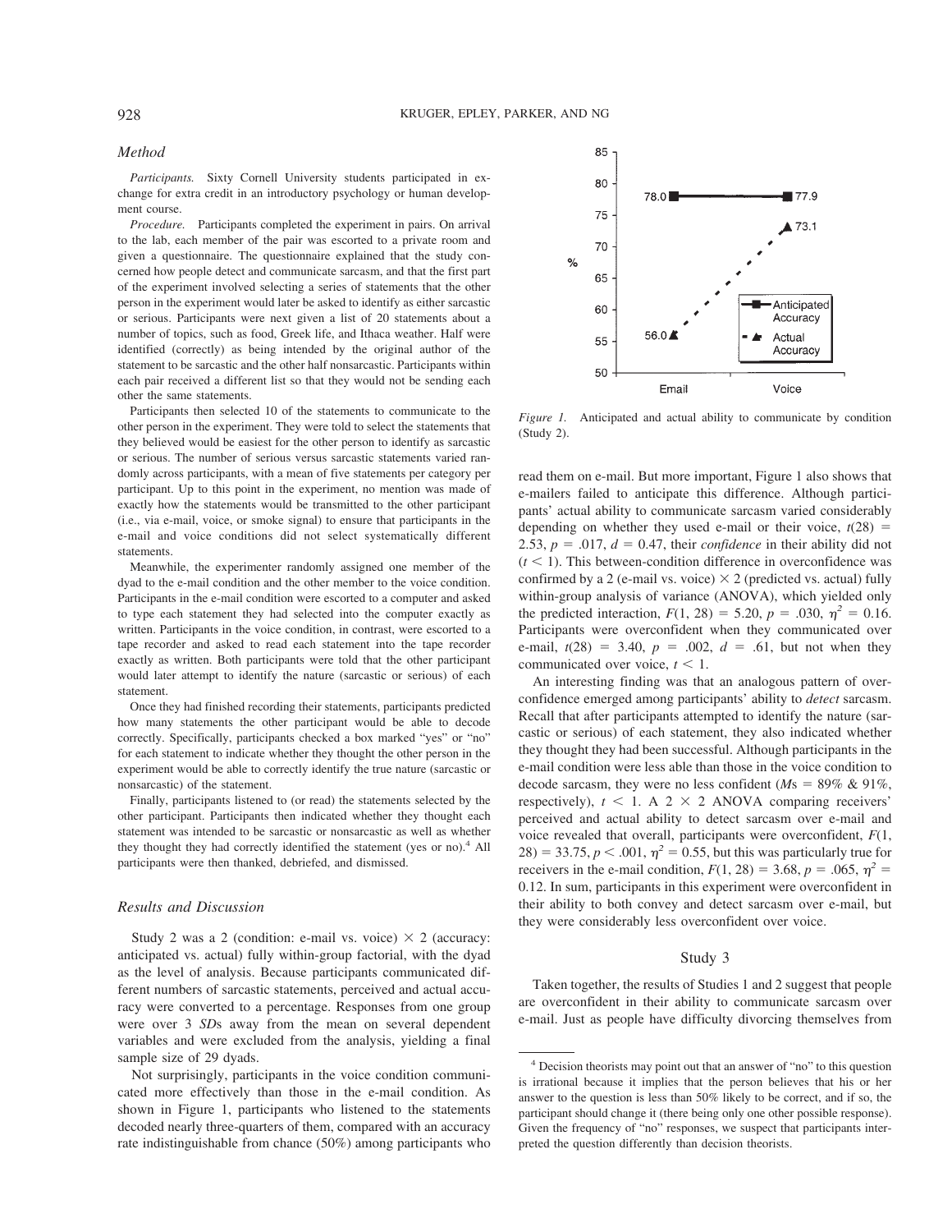### Method

*Participants.* Sixty Cornell University students participated in exchange for extra credit in an introductory psychology or human development course.

*Procedure.* Participants completed the experiment in pairs. On arrival to the lab, each member of the pair was escorted to a private room and given a questionnaire. The questionnaire explained that the study concerned how people detect and communicate sarcasm, and that the first part of the experiment involved selecting a series of statements that the other person in the experiment would later be asked to identify as either sarcastic or serious. Participants were next given a list of 20 statements about a number of topics, such as food, Greek life, and Ithaca weather. Half were identified (correctly) as being intended by the original author of the statement to be sarcastic and the other half nonsarcastic. Participants within each pair received a different list so that they would not be sending each other the same statements.

Participants then selected 10 of the statements to communicate to the other person in the experiment. They were told to select the statements that they believed would be easiest for the other person to identify as sarcastic or serious. The number of serious versus sarcastic statements varied randomly across participants, with a mean of five statements per category per participant. Up to this point in the experiment, no mention was made of exactly how the statements would be transmitted to the other participant (i.e., via e-mail, voice, or smoke signal) to ensure that participants in the e-mail and voice conditions did not select systematically different statements.

Meanwhile, the experimenter randomly assigned one member of the dyad to the e-mail condition and the other member to the voice condition. Participants in the e-mail condition were escorted to a computer and asked to type each statement they had selected into the computer exactly as written. Participants in the voice condition, in contrast, were escorted to a tape recorder and asked to read each statement into the tape recorder exactly as written. Both participants were told that the other participant would later attempt to identify the nature (sarcastic or serious) of each statement.

Once they had finished recording their statements, participants predicted how many statements the other participant would be able to decode correctly. Specifically, participants checked a box marked "yes" or "no" for each statement to indicate whether they thought the other person in the experiment would be able to correctly identify the true nature (sarcastic or nonsarcastic) of the statement.

Finally, participants listened to (or read) the statements selected by the other participant. Participants then indicated whether they thought each statement was intended to be sarcastic or nonsarcastic as well as whether they thought they had correctly identified the statement (yes or no).[4] All participants were then thanked, debriefed, and dismissed.

### Results and Discussion

Study 2 was a 2 (condition: e-mail vs. voice) × 2 (accuracy: anticipated vs. actual) fully within-group factorial, with the dyad as the level of analysis. Because participants communicated different numbers of sarcastic statements, perceived and actual accuracy were converted to a percentage. Responses from one group were over 3 *SD*s away from the mean on several dependent variables and were excluded from the analysis, yielding a final sample size of 29 dyads.

Not surprisingly, participants in the voice condition communicated more effectively than those in the e-mail condition. As shown in Figure 1, participants who listened to the statements decoded nearly three-quarters of them, compared with an accuracy rate indistinguishable from chance (50%) among participants who read them on e-mail. But more important, Figure 1 also shows that e-mailers failed to anticipate this difference. Although participants' actual ability to communicate sarcasm varied considerably depending on whether they used e-mail or their voice, $t(28) = 2.53$, $p = .017$, $d = 0.47$, their *confidence* in their ability did not ($t < 1$). This between-condition difference in overconfidence was confirmed by a 2 (e-mail vs. voice) × 2 (predicted vs. actual) fully within-group analysis of variance (ANOVA), which yielded only the predicted interaction, $F(1, 28) = 5.20$, $p = .030$, $\eta^2 = 0.16$. Participants were overconfident when they communicated over e-mail, $t(28) = 3.40$, $p = .002$, $d = .61$, but not when they communicated over voice, $t < 1$.

Figure 1. Anticipated and actual ability to communicate by condition (Study 2).

An interesting finding was that an analogous pattern of overconfidence emerged among participants' ability to *detect* sarcasm. Recall that after participants attempted to identify the nature (sarcastic or serious) of each statement, they also indicated whether they thought they had been successful. Although participants in the e-mail condition were less able than those in the voice condition to decode sarcasm, they were no less confident (*M*s = 89% & 91%, respectively), $t < 1$. A 2 × 2 ANOVA comparing receivers' perceived and actual ability to detect sarcasm over e-mail and voice revealed that overall, participants were overconfident, $F(1, 28) = 33.75$, $p < .001$, $\eta^2 = 0.55$, but this was particularly true for receivers in the e-mail condition, $F(1, 28) = 3.68$, $p = .065$, $\eta^2 = 0.12$. In sum, participants in this experiment were overconfident in their ability to both convey and detect sarcasm over e-mail, but they were considerably less overconfident over voice.

## Study 3

Taken together, the results of Studies 1 and 2 suggest that people are overconfident in their ability to communicate sarcasm over e-mail. Just as people have difficulty divorcing themselves from

---

[4] Decision theorists may point out that an answer of "no" to this question is irrational because it implies that the person believes that his or her answer to the question is less than 50% likely to be correct, and if so, the participant should change it (there being only one other possible response). Given the frequency of "no" responses, we suspect that participants interpreted the question differently than decision theorists.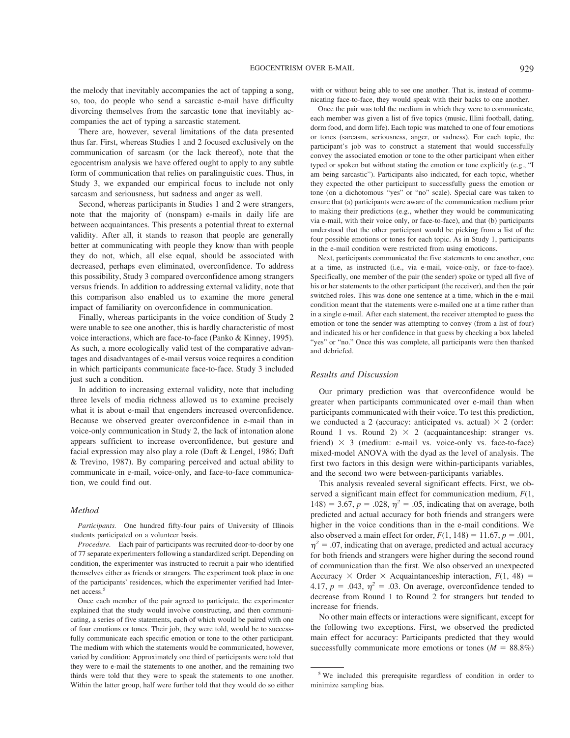the melody that inevitably accompanies the act of tapping a song, so, too, do people who send a sarcastic e-mail have difficulty divorcing themselves from the sarcastic tone that inevitably accompanies the act of typing a sarcastic statement.

There are, however, several limitations of the data presented thus far. First, whereas Studies 1 and 2 focused exclusively on the communication of sarcasm (or the lack thereof), note that the egocentrism analysis we have offered ought to apply to any subtle form of communication that relies on paralinguistic cues. Thus, in Study 3, we expanded our empirical focus to include not only sarcasm and seriousness, but sadness and anger as well.

Second, whereas participants in Studies 1 and 2 were strangers, note that the majority of (nonspam) e-mails in daily life are between acquaintances. This presents a potential threat to external validity. After all, it stands to reason that people are generally better at communicating with people they know than with people they do not, which, all else equal, should be associated with decreased, perhaps even eliminated, overconfidence. To address this possibility, Study 3 compared overconfidence among strangers versus friends. In addition to addressing external validity, note that this comparison also enabled us to examine the more general impact of familiarity on overconfidence in communication.

Finally, whereas participants in the voice condition of Study 2 were unable to see one another, this is hardly characteristic of most voice interactions, which are face-to-face (Panko & Kinney, 1995). As such, a more ecologically valid test of the comparative advantages and disadvantages of e-mail versus voice requires a condition in which participants communicate face-to-face. Study 3 included just such a condition.

In addition to increasing external validity, note that including three levels of media richness allowed us to examine precisely what it is about e-mail that engenders increased overconfidence. Because we observed greater overconfidence in e-mail than in voice-only communication in Study 2, the lack of intonation alone appears sufficient to increase overconfidence, but gesture and facial expression may also play a role (Daft & Lengel, 1986; Daft & Trevino, 1987). By comparing perceived and actual ability to communicate in e-mail, voice-only, and face-to-face communication, we could find out.

### Method

*Participants.* One hundred fifty-four pairs of University of Illinois students participated on a volunteer basis.

*Procedure.* Each pair of participants was recruited door-to-door by one of 77 separate experimenters following a standardized script. Depending on condition, the experimenter was instructed to recruit a pair who identified themselves either as friends or strangers. The experiment took place in one of the participants' residences, which the experimenter verified had Internet access.[5]

Once each member of the pair agreed to participate, the experimenter explained that the study would involve constructing, and then communicating, a series of five statements, each of which would be paired with one of four emotions or tones. Their job, they were told, would be to successfully communicate each specific emotion or tone to the other participant. The medium with which the statements would be communicated, however, varied by condition: Approximately one third of participants were told that they were to e-mail the statements to one another, and the remaining two thirds were told that they were to speak the statements to one another. Within the latter group, half were further told that they would do so either with or without being able to see one another. That is, instead of communicating face-to-face, they would speak with their backs to one another.

Once the pair was told the medium in which they were to communicate, each member was given a list of five topics (music, Illini football, dating, dorm food, and dorm life). Each topic was matched to one of four emotions or tones (sarcasm, seriousness, anger, or sadness). For each topic, the participant's job was to construct a statement that would successfully convey the associated emotion or tone to the other participant when either typed or spoken but without stating the emotion or tone explicitly (e.g., "I am being sarcastic"). Participants also indicated, for each topic, whether they expected the other participant to successfully guess the emotion or tone (on a dichotomous "yes" or "no" scale). Special care was taken to ensure that (a) participants were aware of the communication medium prior to making their predictions (e.g., whether they would be communicating via e-mail, with their voice only, or face-to-face), and that (b) participants understood that the other participant would be picking from a list of the four possible emotions or tones for each topic. As in Study 1, participants in the e-mail condition were restricted from using emoticons.

Next, participants communicated the five statements to one another, one at a time, as instructed (i.e., via e-mail, voice-only, or face-to-face). Specifically, one member of the pair (the sender) spoke or typed all five of his or her statements to the other participant (the receiver), and then the pair switched roles. This was done one sentence at a time, which in the e-mail condition meant that the statements were e-mailed one at a time rather than in a single e-mail. After each statement, the receiver attempted to guess the emotion or tone the sender was attempting to convey (from a list of four) and indicated his or her confidence in that guess by checking a box labeled "yes" or "no." Once this was complete, all participants were then thanked and debriefed.

### Results and Discussion

Our primary prediction was that overconfidence would be greater when participants communicated over e-mail than when participants communicated with their voice. To test this prediction, we conducted a 2 (accuracy: anticipated vs. actual) $\times$ 2 (order: Round 1 vs. Round 2) $\times$ 2 (acquaintanceship: stranger vs. friend) $\times$ 3 (medium: e-mail vs. voice-only vs. face-to-face) mixed-model ANOVA with the dyad as the level of analysis. The first two factors in this design were within-participants variables, and the second two were between-participants variables.

This analysis revealed several significant effects. First, we observed a significant main effect for communication medium, $F(1, 148) = 3.67$, $p = .028$, $\eta^2 = .05$, indicating that on average, both predicted and actual accuracy for both friends and strangers were higher in the voice conditions than in the e-mail conditions. We also observed a main effect for order, $F(1, 148) = 11.67$, $p = .001$, $\eta^2 = .07$, indicating that on average, predicted and actual accuracy for both friends and strangers were higher during the second round of communication than the first. We also observed an unexpected Accuracy $\times$ Order $\times$ Acquaintanceship interaction, $F(1, 48) = 4.17$, $p = .043$, $\eta^2 = .03$. On average, overconfidence tended to decrease from Round 1 to Round 2 for strangers but tended to increase for friends.

No other main effects or interactions were significant, except for the following two exceptions. First, we observed the predicted main effect for accuracy: Participants predicted that they would successfully communicate more emotions or tones ($M = 88.8\%$)

[5] We included this prerequisite regardless of condition in order to minimize sampling bias.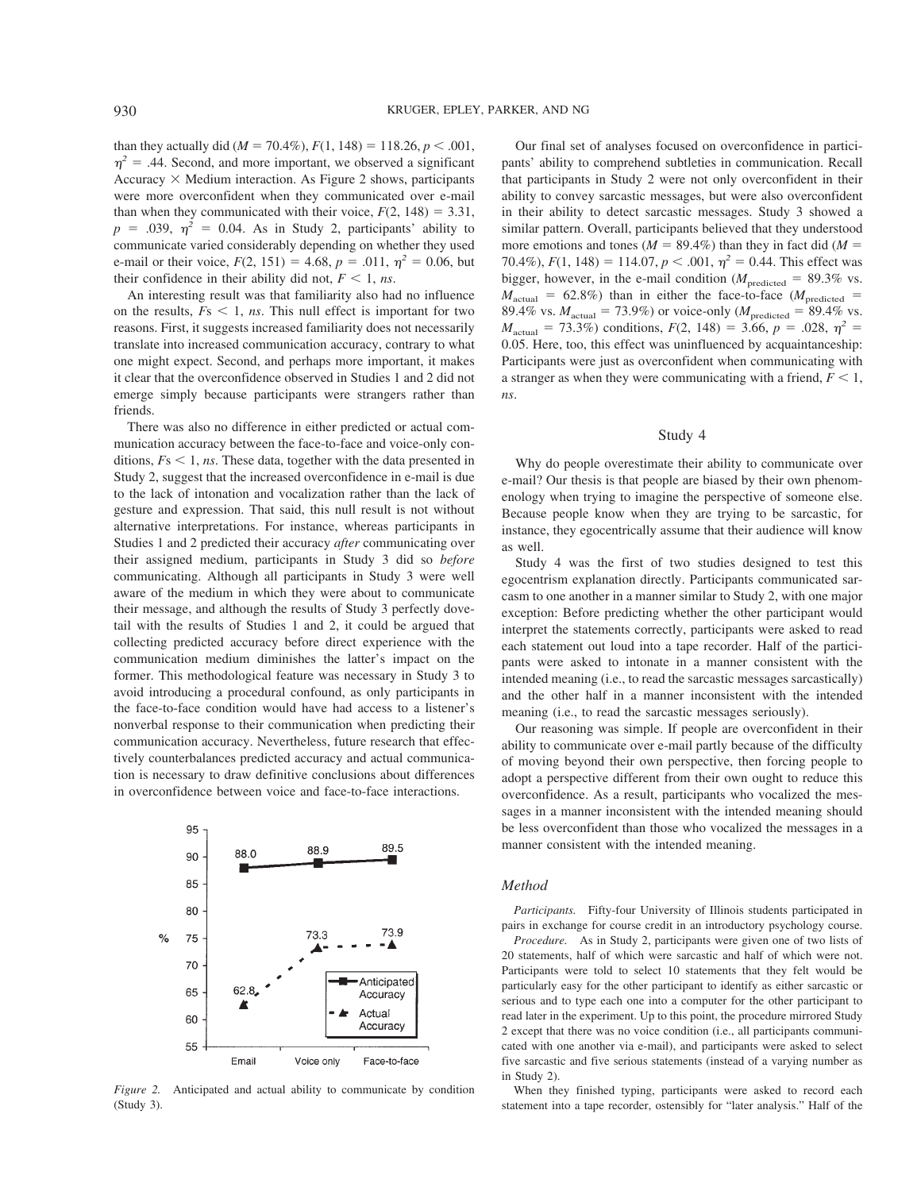than they actually did ($M = 70.4\%$), $F(1, 148) = 118.26$, $p < .001$, $\eta^2 = .44$. Second, and more important, we observed a significant Accuracy × Medium interaction. As Figure 2 shows, participants were more overconfident when they communicated over e-mail than when they communicated with their voice, $F(2, 148) = 3.31$, $p = .039$, $\eta^2 = 0.04$. As in Study 2, participants' ability to communicate varied considerably depending on whether they used e-mail or their voice, $F(2, 151) = 4.68$, $p = .011$, $\eta^2 = 0.06$, but their confidence in their ability did not, $F < 1$, *ns*.

An interesting result was that familiarity also had no influence on the results, $F\text{s} < 1$, *ns*. This null effect is important for two reasons. First, it suggests increased familiarity does not necessarily translate into increased communication accuracy, contrary to what one might expect. Second, and perhaps more important, it makes it clear that the overconfidence observed in Studies 1 and 2 did not emerge simply because participants were strangers rather than friends.

There was also no difference in either predicted or actual communication accuracy between the face-to-face and voice-only conditions, $F\text{s} < 1$, *ns*. These data, together with the data presented in Study 2, suggest that the increased overconfidence in e-mail is due to the lack of intonation and vocalization rather than the lack of gesture and expression. That said, this null result is not without alternative interpretations. For instance, whereas participants in Studies 1 and 2 predicted their accuracy *after* communicating over their assigned medium, participants in Study 3 did so *before* communicating. Although all participants in Study 3 were well aware of the medium in which they were about to communicate their message, and although the results of Study 3 perfectly dovetail with the results of Studies 1 and 2, it could be argued that collecting predicted accuracy before direct experience with the communication medium diminishes the latter's impact on the former. This methodological feature was necessary in Study 3 to avoid introducing a procedural confound, as only participants in the face-to-face condition would have had access to a listener's nonverbal response to their communication when predicting their communication accuracy. Nevertheless, future research that effectively counterbalances predicted accuracy and actual communication is necessary to draw definitive conclusions about differences in overconfidence between voice and face-to-face interactions.

*Figure 2.* Anticipated and actual ability to communicate by condition (Study 3).

Our final set of analyses focused on overconfidence in participants' ability to comprehend subtleties in communication. Recall that participants in Study 2 were not only overconfident in their ability to convey sarcastic messages, but were also overconfident in their ability to detect sarcastic messages. Study 3 showed a similar pattern. Overall, participants believed that they understood more emotions and tones ($M = 89.4\%$) than they in fact did ($M = 70.4\%$), $F(1, 148) = 114.07$, $p < .001$, $\eta^2 = 0.44$. This effect was bigger, however, in the e-mail condition ($M_{\text{predicted}} = 89.3\%$ vs. $M_{\text{actual}} = 62.8\%$) than in either the face-to-face ($M_{\text{predicted}} = 89.4\%$ vs. $M_{\text{actual}} = 73.9\%$) or voice-only ($M_{\text{predicted}} = 89.4\%$ vs. $M_{\text{actual}} = 73.3\%$) conditions, $F(2, 148) = 3.66$, $p = .028$, $\eta^2 = 0.05$. Here, too, this effect was uninfluenced by acquaintanceship: Participants were just as overconfident when communicating with a stranger as when they were communicating with a friend, $F < 1$, *ns*.

## Study 4

Why do people overestimate their ability to communicate over e-mail? Our thesis is that people are biased by their own phenomenology when trying to imagine the perspective of someone else. Because people know when they are trying to be sarcastic, for instance, they egocentrically assume that their audience will know as well.

Study 4 was the first of two studies designed to test this egocentrism explanation directly. Participants communicated sarcasm to one another in a manner similar to Study 2, with one major exception: Before predicting whether the other participant would interpret the statements correctly, participants were asked to read each statement out loud into a tape recorder. Half of the participants were asked to intonate in a manner consistent with the intended meaning (i.e., to read the sarcastic messages sarcastically) and the other half in a manner inconsistent with the intended meaning (i.e., to read the sarcastic messages seriously).

Our reasoning was simple. If people are overconfident in their ability to communicate over e-mail partly because of the difficulty of moving beyond their own perspective, then forcing people to adopt a perspective different from their own ought to reduce this overconfidence. As a result, participants who vocalized the messages in a manner inconsistent with the intended meaning should be less overconfident than those who vocalized the messages in a manner consistent with the intended meaning.

### Method

*Participants.* Fifty-four University of Illinois students participated in pairs in exchange for course credit in an introductory psychology course.

*Procedure.* As in Study 2, participants were given one of two lists of 20 statements, half of which were sarcastic and half of which were not. Participants were told to select 10 statements that they felt would be particularly easy for the other participant to identify as either sarcastic or serious and to type each one into a computer for the other participant to read later in the experiment. Up to this point, the procedure mirrored Study 2 except that there was no voice condition (i.e., all participants communicated with one another via e-mail), and participants were asked to select five sarcastic and five serious statements (instead of a varying number as in Study 2).

When they finished typing, participants were asked to record each statement into a tape recorder, ostensibly for "later analysis." Half of the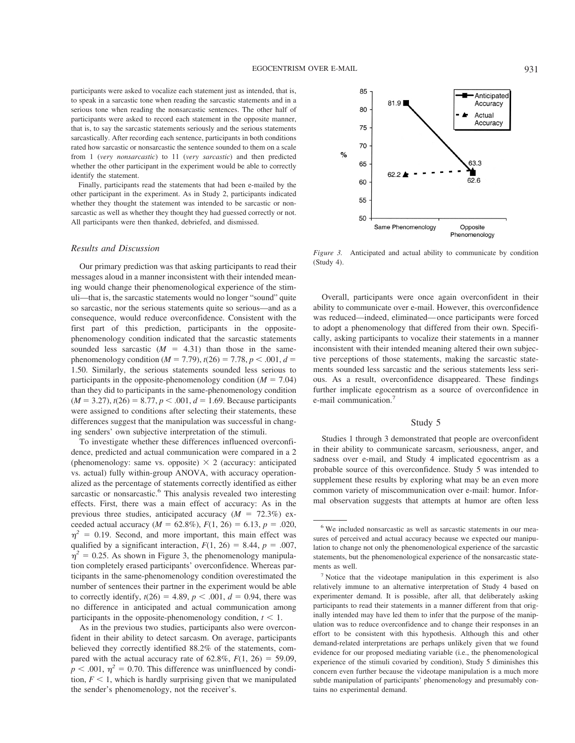participants were asked to vocalize each statement just as intended, that is, to speak in a sarcastic tone when reading the sarcastic statements and in a serious tone when reading the nonsarcastic sentences. The other half of participants were asked to record each statement in the opposite manner, that is, to say the sarcastic statements seriously and the serious statements sarcastically. After recording each sentence, participants in both conditions rated how sarcastic or nonsarcastic the sentence sounded to them on a scale from 1 (*very nonsarcastic*) to 11 (*very sarcastic*) and then predicted whether the other participant in the experiment would be able to correctly identify the statement.

Finally, participants read the statements that had been e-mailed by the other participant in the experiment. As in Study 2, participants indicated whether they thought the statement was intended to be sarcastic or nonsarcastic as well as whether they thought they had guessed correctly or not. All participants were then thanked, debriefed, and dismissed.

### *Results and Discussion*

Our primary prediction was that asking participants to read their messages aloud in a manner inconsistent with their intended meaning would change their phenomenological experience of the stimuli—that is, the sarcastic statements would no longer "sound" quite so sarcastic, nor the serious statements quite so serious—and as a consequence, would reduce overconfidence. Consistent with the first part of this prediction, participants in the opposite-phenomenology condition indicated that the sarcastic statements sounded less sarcastic ($M$ = 4.31) than those in the same-phenomenology condition ($M$ = 7.79), $t(26) = 7.78$, $p < .001$, $d$ = 1.50. Similarly, the serious statements sounded less serious to participants in the opposite-phenomenology condition ($M$ = 7.04) than they did to participants in the same-phenomenology condition ($M$ = 3.27), $t(26) = 8.77$, $p < .001$, $d$ = 1.69. Because participants were assigned to conditions after selecting their statements, these differences suggest that the manipulation was successful in changing senders' own subjective interpretation of the stimuli.

To investigate whether these differences influenced overconfidence, predicted and actual communication were compared in a 2 (phenomenology: same vs. opposite) × 2 (accuracy: anticipated vs. actual) fully within-group ANOVA, with accuracy operationalized as the percentage of statements correctly identified as either sarcastic or nonsarcastic.[6] This analysis revealed two interesting effects. First, there was a main effect of accuracy: As in the previous three studies, anticipated accuracy ($M$ = 72.3%) exceeded actual accuracy ($M$ = 62.8%), $F(1, 26) = 6.13$, $p = .020$, $\eta^2 = 0.19$. Second, and more important, this main effect was qualified by a significant interaction, $F(1, 26) = 8.44$, $p = .007$, $\eta^2 = 0.25$. As shown in Figure 3, the phenomenology manipulation completely erased participants' overconfidence. Whereas participants in the same-phenomenology condition overestimated the number of sentences their partner in the experiment would be able to correctly identify, $t(26) = 4.89$, $p < .001$, $d$ = 0.94, there was no difference in anticipated and actual communication among participants in the opposite-phenomenology condition, $t < 1$.

As in the previous two studies, participants also were overconfident in their ability to detect sarcasm. On average, participants believed they correctly identified 88.2% of the statements, compared with the actual accuracy rate of 62.8%, $F(1, 26) = 59.09$, $p < .001$, $\eta^2 = 0.70$. This difference was uninfluenced by condition, $F < 1$, which is hardly surprising given that we manipulated the sender's phenomenology, not the receiver's.

*Figure 3.* Anticipated and actual ability to communicate by condition (Study 4).

Overall, participants were once again overconfident in their ability to communicate over e-mail. However, this overconfidence was reduced—indeed, eliminated—once participants were forced to adopt a phenomenology that differed from their own. Specifically, asking participants to vocalize their statements in a manner inconsistent with their intended meaning altered their own subjective perceptions of those statements, making the sarcastic statements sounded less sarcastic and the serious statements less serious. As a result, overconfidence disappeared. These findings further implicate egocentrism as a source of overconfidence in e-mail communication.[7]

## Study 5

Studies 1 through 3 demonstrated that people are overconfident in their ability to communicate sarcasm, seriousness, anger, and sadness over e-mail, and Study 4 implicated egocentrism as a probable source of this overconfidence. Study 5 was intended to supplement these results by exploring what may be an even more common variety of miscommunication over e-mail: humor. Informal observation suggests that attempts at humor are often less

[6] We included nonsarcastic as well as sarcastic statements in our measures of perceived and actual accuracy because we expected our manipulation to change not only the phenomenological experience of the sarcastic statements, but the phenomenological experience of the nonsarcastic statements as well.

[7] Notice that the videotape manipulation in this experiment is also relatively immune to an alternative interpretation of Study 4 based on experimenter demand. It is possible, after all, that deliberately asking participants to read their statements in a manner different from that originally intended may have led them to infer that the purpose of the manipulation was to reduce overconfidence and to change their responses in an effort to be consistent with this hypothesis. Although this and other demand-related interpretations are perhaps unlikely given that we found evidence for our proposed mediating variable (i.e., the phenomenological experience of the stimuli covaried by condition), Study 5 diminishes this concern even further because the videotape manipulation is a much more subtle manipulation of participants' phenomenology and presumably contains no experimental demand.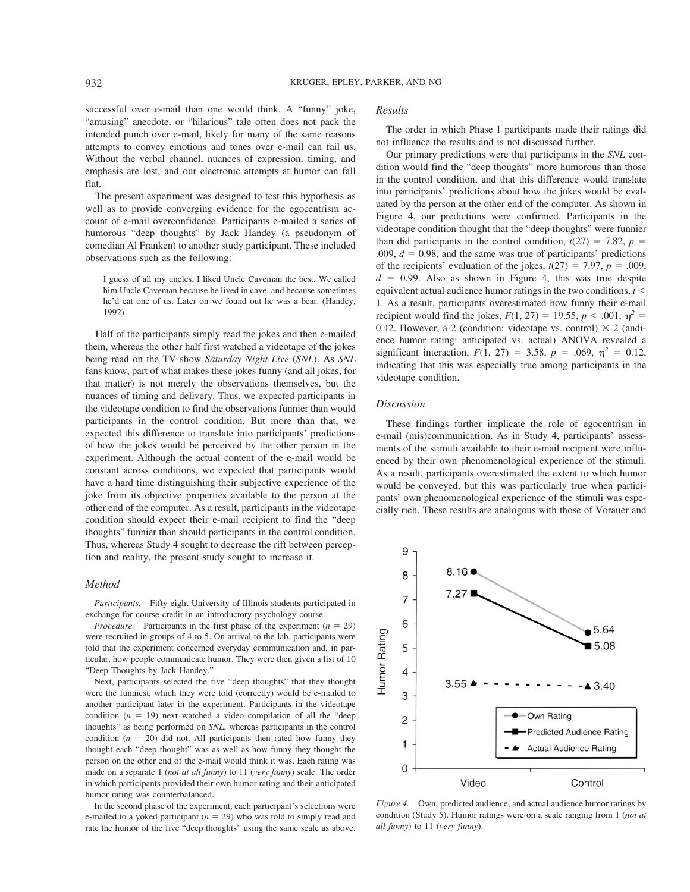successful over e-mail than one would think. A "funny" joke, "amusing" anecdote, or "hilarious" tale often does not pack the intended punch over e-mail, likely for many of the same reasons attempts to convey emotions and tones over e-mail can fail us. Without the verbal channel, nuances of expression, timing, and emphasis are lost, and our electronic attempts at humor can fall flat.

The present experiment was designed to test this hypothesis as well as to provide converging evidence for the egocentrism account of e-mail overconfidence. Participants e-mailed a series of humorous "deep thoughts" by Jack Handey (a pseudonym of comedian Al Franken) to another study participant. These included observations such as the following:

> I guess of all my uncles, I liked Uncle Caveman the best. We called him Uncle Caveman because he lived in cave, and because sometimes he'd eat one of us. Later on we found out he was a bear. (Handey, 1992)

Half of the participants simply read the jokes and then e-mailed them, whereas the other half first watched a videotape of the jokes being read on the TV show *Saturday Night Live* (*SNL*). As *SNL* fans know, part of what makes these jokes funny (and all jokes, for that matter) is not merely the observations themselves, but the nuances of timing and delivery. Thus, we expected participants in the videotape condition to find the observations funnier than would participants in the control condition. But more than that, we expected this difference to translate into participants' predictions of how the jokes would be perceived by the other person in the experiment. Although the actual content of the e-mail would be constant across conditions, we expected that participants would have a hard time distinguishing their subjective experience of the joke from its objective properties available to the person at the other end of the computer. As a result, participants in the videotape condition should expect their e-mail recipient to find the "deep thoughts" funnier than should participants in the control condition. Thus, whereas Study 4 sought to decrease the rift between perception and reality, the present study sought to increase it.

### Method

*Participants.* Fifty-eight University of Illinois students participated in exchange for course credit in an introductory psychology course.

*Procedure.* Participants in the first phase of the experiment ($n = 29$) were recruited in groups of 4 to 5. On arrival to the lab, participants were told that the experiment concerned everyday communication and, in particular, how people communicate humor. They were then given a list of 10 "Deep Thoughts by Jack Handey."

Next, participants selected the five "deep thoughts" that they thought were the funniest, which they were told (correctly) would be e-mailed to another participant later in the experiment. Participants in the videotape condition ($n = 19$) next watched a video compilation of all the "deep thoughts" as being performed on *SNL*, whereas participants in the control condition ($n = 20$) did not. All participants then rated how funny they thought each "deep thought" was as well as how funny they thought the person on the other end of the e-mail would think it was. Each rating was made on a separate 1 (*not at all funny*) to 11 (*very funny*) scale. The order in which participants provided their own humor rating and their anticipated humor rating was counterbalanced.

In the second phase of the experiment, each participant's selections were e-mailed to a yoked participant ($n = 29$) who was told to simply read and rate the humor of the five "deep thoughts" using the same scale as above.

### Results

The order in which Phase 1 participants made their ratings did not influence the results and is not discussed further.

Our primary predictions were that participants in the *SNL* condition would find the "deep thoughts" more humorous than those in the control condition, and that this difference would translate into participants' predictions about how the jokes would be evaluated by the person at the other end of the computer. As shown in Figure 4, our predictions were confirmed. Participants in the videotape condition thought that the "deep thoughts" were funnier than did participants in the control condition, $t(27) = 7.82$, $p = .009$, $d = 0.98$, and the same was true of participants' predictions of the recipients' evaluation of the jokes, $t(27) = 7.97$, $p = .009$, $d = 0.99$. Also as shown in Figure 4, this was true despite equivalent actual audience humor ratings in the two conditions, $t < 1$. As a result, participants overestimated how funny their e-mail recipient would find the jokes, $F(1, 27) = 19.55$, $p < .001$, $\eta^2 = 0.42$. However, a 2 (condition: videotape vs. control) × 2 (audience humor rating: anticipated vs. actual) ANOVA revealed a significant interaction, $F(1, 27) = 3.58$, $p = .069$, $\eta^2 = 0.12$, indicating that this was especially true among participants in the videotape condition.

### Discussion

These findings further implicate the role of egocentrism in e-mail (mis)communication. As in Study 4, participants' assessments of the stimuli available to their e-mail recipient were influenced by their own phenomenological experience of the stimuli. As a result, participants overestimated the extent to which humor would be conveyed, but this was particularly true when participants' own phenomenological experience of the stimuli was especially rich. These results are analogous with those of Vorauer and

*Figure 4.* Own, predicted audience, and actual audience humor ratings by condition (Study 5). Humor ratings were on a scale ranging from 1 (*not at all funny*) to 11 (*very funny*).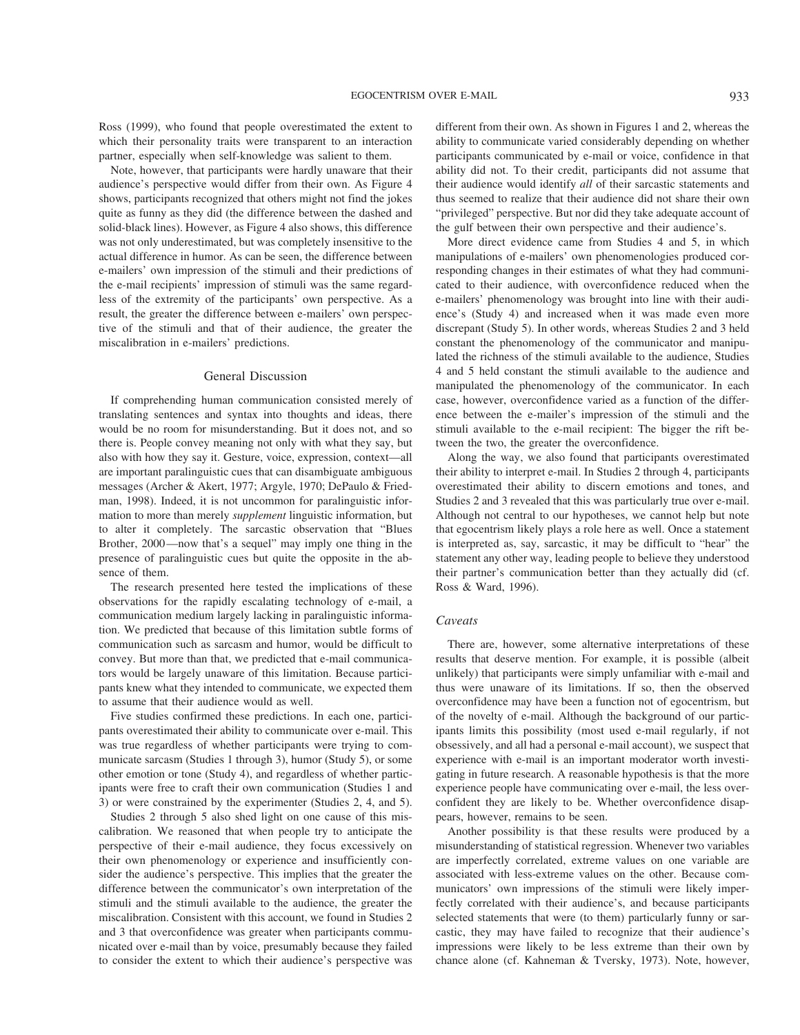Ross (1999), who found that people overestimated the extent to which their personality traits were transparent to an interaction partner, especially when self-knowledge was salient to them.

Note, however, that participants were hardly unaware that their audience's perspective would differ from their own. As Figure 4 shows, participants recognized that others might not find the jokes quite as funny as they did (the difference between the dashed and solid-black lines). However, as Figure 4 also shows, this difference was not only underestimated, but was completely insensitive to the actual difference in humor. As can be seen, the difference between e-mailers' own impression of the stimuli and their predictions of the e-mail recipients' impression of stimuli was the same regardless of the extremity of the participants' own perspective. As a result, the greater the difference between e-mailers' own perspective of the stimuli and that of their audience, the greater the miscalibration in e-mailers' predictions.

## General Discussion

If comprehending human communication consisted merely of translating sentences and syntax into thoughts and ideas, there would be no room for misunderstanding. But it does not, and so there is. People convey meaning not only with what they say, but also with how they say it. Gesture, voice, expression, context—all are important paralinguistic cues that can disambiguate ambiguous messages (Archer & Akert, 1977; Argyle, 1970; DePaulo & Friedman, 1998). Indeed, it is not uncommon for paralinguistic information to more than merely *supplement* linguistic information, but to alter it completely. The sarcastic observation that "Blues Brother, 2000—now that's a sequel" may imply one thing in the presence of paralinguistic cues but quite the opposite in the absence of them.

The research presented here tested the implications of these observations for the rapidly escalating technology of e-mail, a communication medium largely lacking in paralinguistic information. We predicted that because of this limitation subtle forms of communication such as sarcasm and humor, would be difficult to convey. But more than that, we predicted that e-mail communicators would be largely unaware of this limitation. Because participants knew what they intended to communicate, we expected them to assume that their audience would as well.

Five studies confirmed these predictions. In each one, participants overestimated their ability to communicate over e-mail. This was true regardless of whether participants were trying to communicate sarcasm (Studies 1 through 3), humor (Study 5), or some other emotion or tone (Study 4), and regardless of whether participants were free to craft their own communication (Studies 1 and 3) or were constrained by the experimenter (Studies 2, 4, and 5).

Studies 2 through 5 also shed light on one cause of this miscalibration. We reasoned that when people try to anticipate the perspective of their e-mail audience, they focus excessively on their own phenomenology or experience and insufficiently consider the audience's perspective. This implies that the greater the difference between the communicator's own interpretation of the stimuli and the stimuli available to the audience, the greater the miscalibration. Consistent with this account, we found in Studies 2 and 3 that overconfidence was greater when participants communicated over e-mail than by voice, presumably because they failed to consider the extent to which their audience's perspective was different from their own. As shown in Figures 1 and 2, whereas the ability to communicate varied considerably depending on whether participants communicated by e-mail or voice, confidence in that ability did not. To their credit, participants did not assume that their audience would identify *all* of their sarcastic statements and thus seemed to realize that their audience did not share their own "privileged" perspective. But nor did they take adequate account of the gulf between their own perspective and their audience's.

More direct evidence came from Studies 4 and 5, in which manipulations of e-mailers' own phenomenologies produced corresponding changes in their estimates of what they had communicated to their audience, with overconfidence reduced when the e-mailers' phenomenology was brought into line with their audience's (Study 4) and increased when it was made even more discrepant (Study 5). In other words, whereas Studies 2 and 3 held constant the phenomenology of the communicator and manipulated the richness of the stimuli available to the audience, Studies 4 and 5 held constant the stimuli available to the audience and manipulated the phenomenology of the communicator. In each case, however, overconfidence varied as a function of the difference between the e-mailer's impression of the stimuli and the stimuli available to the e-mail recipient: The bigger the rift between the two, the greater the overconfidence.

Along the way, we also found that participants overestimated their ability to interpret e-mail. In Studies 2 through 4, participants overestimated their ability to discern emotions and tones, and Studies 2 and 3 revealed that this was particularly true over e-mail. Although not central to our hypotheses, we cannot help but note that egocentrism likely plays a role here as well. Once a statement is interpreted as, say, sarcastic, it may be difficult to "hear" the statement any other way, leading people to believe they understood their partner's communication better than they actually did (cf. Ross & Ward, 1996).

### Caveats

There are, however, some alternative interpretations of these results that deserve mention. For example, it is possible (albeit unlikely) that participants were simply unfamiliar with e-mail and thus were unaware of its limitations. If so, then the observed overconfidence may have been a function not of egocentrism, but of the novelty of e-mail. Although the background of our participants limits this possibility (most used e-mail regularly, if not obsessively, and all had a personal e-mail account), we suspect that experience with e-mail is an important moderator worth investigating in future research. A reasonable hypothesis is that the more experience people have communicating over e-mail, the less overconfident they are likely to be. Whether overconfidence disappears, however, remains to be seen.

Another possibility is that these results were produced by a misunderstanding of statistical regression. Whenever two variables are imperfectly correlated, extreme values on one variable are associated with less-extreme values on the other. Because communicators' own impressions of the stimuli were likely imperfectly correlated with their audience's, and because participants selected statements that were (to them) particularly funny or sarcastic, they may have failed to recognize that their audience's impressions were likely to be less extreme than their own by chance alone (cf. Kahneman & Tversky, 1973). Note, however,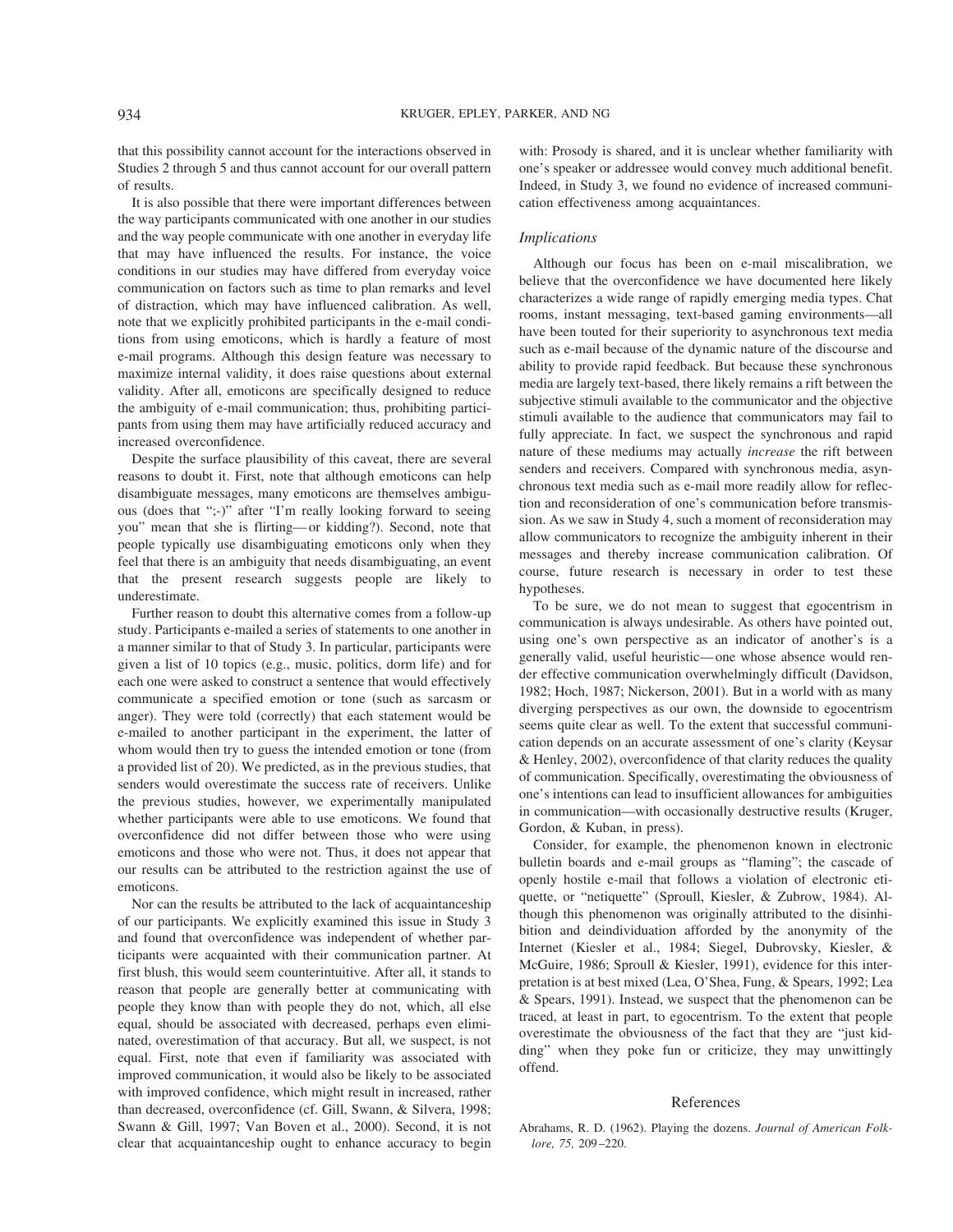that this possibility cannot account for the interactions observed in Studies 2 through 5 and thus cannot account for our overall pattern of results.

It is also possible that there were important differences between the way participants communicated with one another in our studies and the way people communicate with one another in everyday life that may have influenced the results. For instance, the voice conditions in our studies may have differed from everyday voice communication on factors such as time to plan remarks and level of distraction, which may have influenced calibration. As well, note that we explicitly prohibited participants in the e-mail conditions from using emoticons, which is hardly a feature of most e-mail programs. Although this design feature was necessary to maximize internal validity, it does raise questions about external validity. After all, emoticons are specifically designed to reduce the ambiguity of e-mail communication; thus, prohibiting participants from using them may have artificially reduced accuracy and increased overconfidence.

Despite the surface plausibility of this caveat, there are several reasons to doubt it. First, note that although emoticons can help disambiguate messages, many emoticons are themselves ambiguous (does that ";-)" after "I'm really looking forward to seeing you" mean that she is flirting—or kidding?). Second, note that people typically use disambiguating emoticons only when they feel that there is an ambiguity that needs disambiguating, an event that the present research suggests people are likely to underestimate.

Further reason to doubt this alternative comes from a follow-up study. Participants e-mailed a series of statements to one another in a manner similar to that of Study 3. In particular, participants were given a list of 10 topics (e.g., music, politics, dorm life) and for each one were asked to construct a sentence that would effectively communicate a specified emotion or tone (such as sarcasm or anger). They were told (correctly) that each statement would be e-mailed to another participant in the experiment, the latter of whom would then try to guess the intended emotion or tone (from a provided list of 20). We predicted, as in the previous studies, that senders would overestimate the success rate of receivers. Unlike the previous studies, however, we experimentally manipulated whether participants were able to use emoticons. We found that overconfidence did not differ between those who were using emoticons and those who were not. Thus, it does not appear that our results can be attributed to the restriction against the use of emoticons.

Nor can the results be attributed to the lack of acquaintanceship of our participants. We explicitly examined this issue in Study 3 and found that overconfidence was independent of whether participants were acquainted with their communication partner. At first blush, this would seem counterintuitive. After all, it stands to reason that people are generally better at communicating with people they know than with people they do not, which, all else equal, should be associated with decreased, perhaps even eliminated, overestimation of that accuracy. But all, we suspect, is not equal. First, note that even if familiarity was associated with improved communication, it would also be likely to be associated with improved confidence, which might result in increased, rather than decreased, overconfidence (cf. Gill, Swann, & Silvera, 1998; Swann & Gill, 1997; Van Boven et al., 2000). Second, it is not clear that acquaintanceship ought to enhance accuracy to begin with: Prosody is shared, and it is unclear whether familiarity with one's speaker or addressee would convey much additional benefit. Indeed, in Study 3, we found no evidence of increased communication effectiveness among acquaintances.

### Implications

Although our focus has been on e-mail miscalibration, we believe that the overconfidence we have documented here likely characterizes a wide range of rapidly emerging media types. Chat rooms, instant messaging, text-based gaming environments—all have been touted for their superiority to asynchronous text media such as e-mail because of the dynamic nature of the discourse and ability to provide rapid feedback. But because these synchronous media are largely text-based, there likely remains a rift between the subjective stimuli available to the communicator and the objective stimuli available to the audience that communicators may fail to fully appreciate. In fact, we suspect the synchronous and rapid nature of these mediums may actually *increase* the rift between senders and receivers. Compared with synchronous media, asynchronous text media such as e-mail more readily allow for reflection and reconsideration of one's communication before transmission. As we saw in Study 4, such a moment of reconsideration may allow communicators to recognize the ambiguity inherent in their messages and thereby increase communication calibration. Of course, future research is necessary in order to test these hypotheses.

To be sure, we do not mean to suggest that egocentrism in communication is always undesirable. As others have pointed out, using one's own perspective as an indicator of another's is a generally valid, useful heuristic—one whose absence would render effective communication overwhelmingly difficult (Davidson, 1982; Hoch, 1987; Nickerson, 2001). But in a world with as many diverging perspectives as our own, the downside to egocentrism seems quite clear as well. To the extent that successful communication depends on an accurate assessment of one's clarity (Keysar & Henley, 2002), overconfidence of that clarity reduces the quality of communication. Specifically, overestimating the obviousness of one's intentions can lead to insufficient allowances for ambiguities in communication—with occasionally destructive results (Kruger, Gordon, & Kuban, in press).

Consider, for example, the phenomenon known in electronic bulletin boards and e-mail groups as "flaming"; the cascade of openly hostile e-mail that follows a violation of electronic etiquette, or "netiquette" (Sproull, Kiesler, & Zubrow, 1984). Although this phenomenon was originally attributed to the disinhibition and deindividuation afforded by the anonymity of the Internet (Kiesler et al., 1984; Siegel, Dubrovsky, Kiesler, & McGuire, 1986; Sproull & Kiesler, 1991), evidence for this interpretation is at best mixed (Lea, O'Shea, Fung, & Spears, 1992; Lea & Spears, 1991). Instead, we suspect that the phenomenon can be traced, at least in part, to egocentrism. To the extent that people overestimate the obviousness of the fact that they are "just kidding" when they poke fun or criticize, they may unwittingly offend.

## References

Abrahams, R. D. (1962). Playing the dozens. *Journal of American Folklore, 75,* 209–220.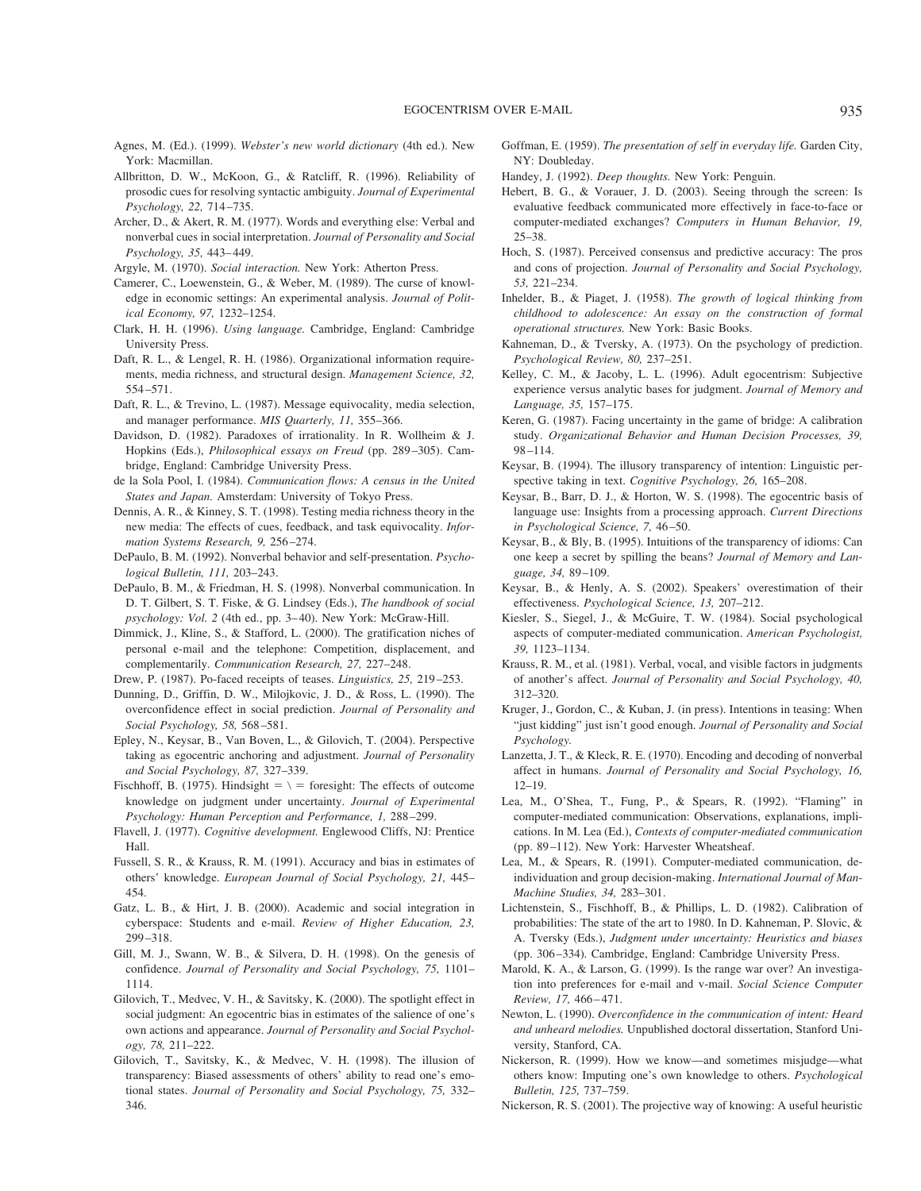Agnes, M. (Ed.). (1999). *Webster's new world dictionary* (4th ed.). New York: Macmillan.

Allbritton, D. W., McKoon, G., & Ratcliff, R. (1996). Reliability of prosodic cues for resolving syntactic ambiguity. *Journal of Experimental Psychology, 22,* 714–735.

Archer, D., & Akert, R. M. (1977). Words and everything else: Verbal and nonverbal cues in social interpretation. *Journal of Personality and Social Psychology, 35,* 443–449.

Argyle, M. (1970). *Social interaction.* New York: Atherton Press.

Camerer, C., Loewenstein, G., & Weber, M. (1989). The curse of knowledge in economic settings: An experimental analysis. *Journal of Political Economy, 97,* 1232–1254.

Clark, H. H. (1996). *Using language.* Cambridge, England: Cambridge University Press.

Daft, R. L., & Lengel, R. H. (1986). Organizational information requirements, media richness, and structural design. *Management Science, 32,* 554–571.

Daft, R. L., & Trevino, L. (1987). Message equivocality, media selection, and manager performance. *MIS Quarterly, 11,* 355–366.

Davidson, D. (1982). Paradoxes of irrationality. In R. Wollheim & J. Hopkins (Eds.), *Philosophical essays on Freud* (pp. 289–305). Cambridge, England: Cambridge University Press.

de la Sola Pool, I. (1984). *Communication flows: A census in the United States and Japan.* Amsterdam: University of Tokyo Press.

Dennis, A. R., & Kinney, S. T. (1998). Testing media richness theory in the new media: The effects of cues, feedback, and task equivocality. *Information Systems Research, 9,* 256–274.

DePaulo, B. M. (1992). Nonverbal behavior and self-presentation. *Psychological Bulletin, 111,* 203–243.

DePaulo, B. M., & Friedman, H. S. (1998). Nonverbal communication. In D. T. Gilbert, S. T. Fiske, & G. Lindsey (Eds.), *The handbook of social psychology: Vol. 2* (4th ed., pp. 3–40). New York: McGraw-Hill.

Dimmick, J., Kline, S., & Stafford, L. (2000). The gratification niches of personal e-mail and the telephone: Competition, displacement, and complementarily. *Communication Research, 27,* 227–248.

Drew, P. (1987). Po-faced receipts of teases. *Linguistics, 25,* 219–253.

Dunning, D., Griffin, D. W., Milojkovic, J. D., & Ross, L. (1990). The overconfidence effect in social prediction. *Journal of Personality and Social Psychology, 58,* 568–581.

Epley, N., Keysar, B., Van Boven, L., & Gilovich, T. (2004). Perspective taking as egocentric anchoring and adjustment. *Journal of Personality and Social Psychology, 87,* 327–339.

Fischhoff, B. (1975). Hindsight = \ = foresight: The effects of outcome knowledge on judgment under uncertainty. *Journal of Experimental Psychology: Human Perception and Performance, 1,* 288–299.

Flavell, J. (1977). *Cognitive development.* Englewood Cliffs, NJ: Prentice Hall.

Fussell, S. R., & Krauss, R. M. (1991). Accuracy and bias in estimates of others' knowledge. *European Journal of Social Psychology, 21,* 445–454.

Gatz, L. B., & Hirt, J. B. (2000). Academic and social integration in cyberspace: Students and e-mail. *Review of Higher Education, 23,* 299–318.

Gill, M. J., Swann, W. B., & Silvera, D. H. (1998). On the genesis of confidence. *Journal of Personality and Social Psychology, 75,* 1101–1114.

Gilovich, T., Medvec, V. H., & Savitsky, K. (2000). The spotlight effect in social judgment: An egocentric bias in estimates of the salience of one's own actions and appearance. *Journal of Personality and Social Psychology, 78,* 211–222.

Gilovich, T., Savitsky, K., & Medvec, V. H. (1998). The illusion of transparency: Biased assessments of others' ability to read one's emotional states. *Journal of Personality and Social Psychology, 75,* 332–346.

Goffman, E. (1959). *The presentation of self in everyday life.* Garden City, NY: Doubleday.

Handey, J. (1992). *Deep thoughts.* New York: Penguin.

Hebert, B. G., & Vorauer, J. D. (2003). Seeing through the screen: Is evaluative feedback communicated more effectively in face-to-face or computer-mediated exchanges? *Computers in Human Behavior, 19,* 25–38.

Hoch, S. (1987). Perceived consensus and predictive accuracy: The pros and cons of projection. *Journal of Personality and Social Psychology, 53,* 221–234.

Inhelder, B., & Piaget, J. (1958). *The growth of logical thinking from childhood to adolescence: An essay on the construction of formal operational structures.* New York: Basic Books.

Kahneman, D., & Tversky, A. (1973). On the psychology of prediction. *Psychological Review, 80,* 237–251.

Kelley, C. M., & Jacoby, L. L. (1996). Adult egocentrism: Subjective experience versus analytic bases for judgment. *Journal of Memory and Language, 35,* 157–175.

Keren, G. (1987). Facing uncertainty in the game of bridge: A calibration study. *Organizational Behavior and Human Decision Processes, 39,* 98–114.

Keysar, B. (1994). The illusory transparency of intention: Linguistic perspective taking in text. *Cognitive Psychology, 26,* 165–208.

Keysar, B., Barr, D. J., & Horton, W. S. (1998). The egocentric basis of language use: Insights from a processing approach. *Current Directions in Psychological Science, 7,* 46–50.

Keysar, B., & Bly, B. (1995). Intuitions of the transparency of idioms: Can one keep a secret by spilling the beans? *Journal of Memory and Language, 34,* 89–109.

Keysar, B., & Henly, A. S. (2002). Speakers' overestimation of their effectiveness. *Psychological Science, 13,* 207–212.

Kiesler, S., Siegel, J., & McGuire, T. W. (1984). Social psychological aspects of computer-mediated communication. *American Psychologist, 39,* 1123–1134.

Krauss, R. M., et al. (1981). Verbal, vocal, and visible factors in judgments of another's affect. *Journal of Personality and Social Psychology, 40,* 312–320.

Kruger, J., Gordon, C., & Kuban, J. (in press). Intentions in teasing: When "just kidding" just isn't good enough. *Journal of Personality and Social Psychology.*

Lanzetta, J. T., & Kleck, R. E. (1970). Encoding and decoding of nonverbal affect in humans. *Journal of Personality and Social Psychology, 16,* 12–19.

Lea, M., O'Shea, T., Fung, P., & Spears, R. (1992). "Flaming" in computer-mediated communication: Observations, explanations, implications. In M. Lea (Ed.), *Contexts of computer-mediated communication* (pp. 89–112). New York: Harvester Wheatsheaf.

Lea, M., & Spears, R. (1991). Computer-mediated communication, de-individuation and group decision-making. *International Journal of Man-Machine Studies, 34,* 283–301.

Lichtenstein, S., Fischhoff, B., & Phillips, L. D. (1982). Calibration of probabilities: The state of the art to 1980. In D. Kahneman, P. Slovic, & A. Tversky (Eds.), *Judgment under uncertainty: Heuristics and biases* (pp. 306–334). Cambridge, England: Cambridge University Press.

Marold, K. A., & Larson, G. (1999). Is the range war over? An investigation into preferences for e-mail and v-mail. *Social Science Computer Review, 17,* 466–471.

Newton, L. (1990). *Overconfidence in the communication of intent: Heard and unheard melodies.* Unpublished doctoral dissertation, Stanford University, Stanford, CA.

Nickerson, R. (1999). How we know—and sometimes misjudge—what others know: Imputing one's own knowledge to others. *Psychological Bulletin, 125,* 737–759.

Nickerson, R. S. (2001). The projective way of knowing: A useful heuristic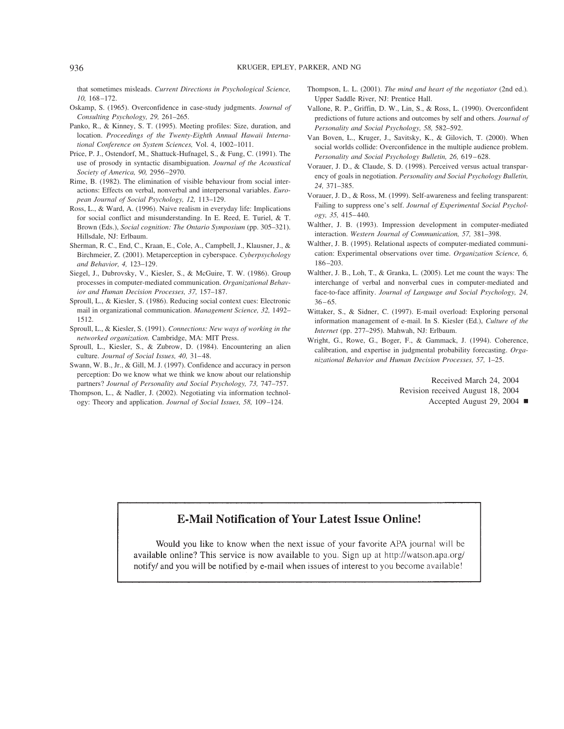that sometimes misleads. *Current Directions in Psychological Science, 10,* 168–172.

Oskamp, S. (1965). Overconfidence in case-study judgments. *Journal of Consulting Psychology, 29,* 261–265.

Panko, R., & Kinney, S. T. (1995). Meeting profiles: Size, duration, and location. *Proceedings of the Twenty-Eighth Annual Hawaii International Conference on System Sciences,* Vol. 4, 1002–1011.

Price, P. J., Ostendorf, M., Shattuck-Hufnagel, S., & Fung, C. (1991). The use of prosody in syntactic disambiguation. *Journal of the Acoustical Society of America, 90,* 2956–2970.

Rime, B. (1982). The elimination of visible behaviour from social interactions: Effects on verbal, nonverbal and interpersonal variables. *European Journal of Social Psychology, 12,* 113–129.

Ross, L., & Ward, A. (1996). Naive realism in everyday life: Implications for social conflict and misunderstanding. In E. Reed, E. Turiel, & T. Brown (Eds.), *Social cognition: The Ontario Symposium* (pp. 305–321). Hillsdale, NJ: Erlbaum.

Sherman, R. C., End, C., Kraan, E., Cole, A., Campbell, J., Klausner, J., & Birchmeier, Z. (2001). Metaperception in cyberspace. *Cyberpsychology and Behavior, 4,* 123–129.

Siegel, J., Dubrovsky, V., Kiesler, S., & McGuire, T. W. (1986). Group processes in computer-mediated communication. *Organizational Behavior and Human Decision Processes, 37,* 157–187.

Sproull, L., & Kiesler, S. (1986). Reducing social context cues: Electronic mail in organizational communication. *Management Science, 32,* 1492–1512.

Sproull, L., & Kiesler, S. (1991). *Connections: New ways of working in the networked organization.* Cambridge, MA: MIT Press.

Sproull, L., Kiesler, S., & Zubrow, D. (1984). Encountering an alien culture. *Journal of Social Issues, 40,* 31–48.

Swann, W. B., Jr., & Gill, M. J. (1997). Confidence and accuracy in person perception: Do we know what we think we know about our relationship partners? *Journal of Personality and Social Psychology, 73,* 747–757.

Thompson, L., & Nadler, J. (2002). Negotiating via information technology: Theory and application. *Journal of Social Issues, 58,* 109–124.

Thompson, L. L. (2001). *The mind and heart of the negotiator* (2nd ed.). Upper Saddle River, NJ: Prentice Hall.

Vallone, R. P., Griffin, D. W., Lin, S., & Ross, L. (1990). Overconfident predictions of future actions and outcomes by self and others. *Journal of Personality and Social Psychology, 58,* 582–592.

Van Boven, L., Kruger, J., Savitsky, K., & Gilovich, T. (2000). When social worlds collide: Overconfidence in the multiple audience problem. *Personality and Social Psychology Bulletin, 26,* 619–628.

Vorauer, J. D., & Claude, S. D. (1998). Perceived versus actual transparency of goals in negotiation. *Personality and Social Psychology Bulletin, 24,* 371–385.

Vorauer, J. D., & Ross, M. (1999). Self-awareness and feeling transparent: Failing to suppress one's self. *Journal of Experimental Social Psychology, 35,* 415–440.

Walther, J. B. (1993). Impression development in computer-mediated interaction. *Western Journal of Communication, 57,* 381–398.

Walther, J. B. (1995). Relational aspects of computer-mediated communication: Experimental observations over time. *Organization Science, 6,* 186–203.

Walther, J. B., Loh, T., & Granka, L. (2005). Let me count the ways: The interchange of verbal and nonverbal cues in computer-mediated and face-to-face affinity. *Journal of Language and Social Psychology, 24,* 36–65.

Wittaker, S., & Sidner, C. (1997). E-mail overload: Exploring personal information management of e-mail. In S. Kiesler (Ed.), *Culture of the Internet* (pp. 277–295). Mahwah, NJ: Erlbaum.

Wright, G., Rowe, G., Boger, F., & Gammack, J. (1994). Coherence, calibration, and expertise in judgmental probability forecasting. *Organizational Behavior and Human Decision Processes, 57,* 1–25.

Received March 24, 2004
Revision received August 18, 2004
Accepted August 29, 2004 ■

**E-Mail Notification of Your Latest Issue Online!**

Would you like to know when the next issue of your favorite APA journal will be available online? This service is now available to you. Sign up at http://watson.apa.org/notify/ and you will be notified by e-mail when issues of interest to you become available!